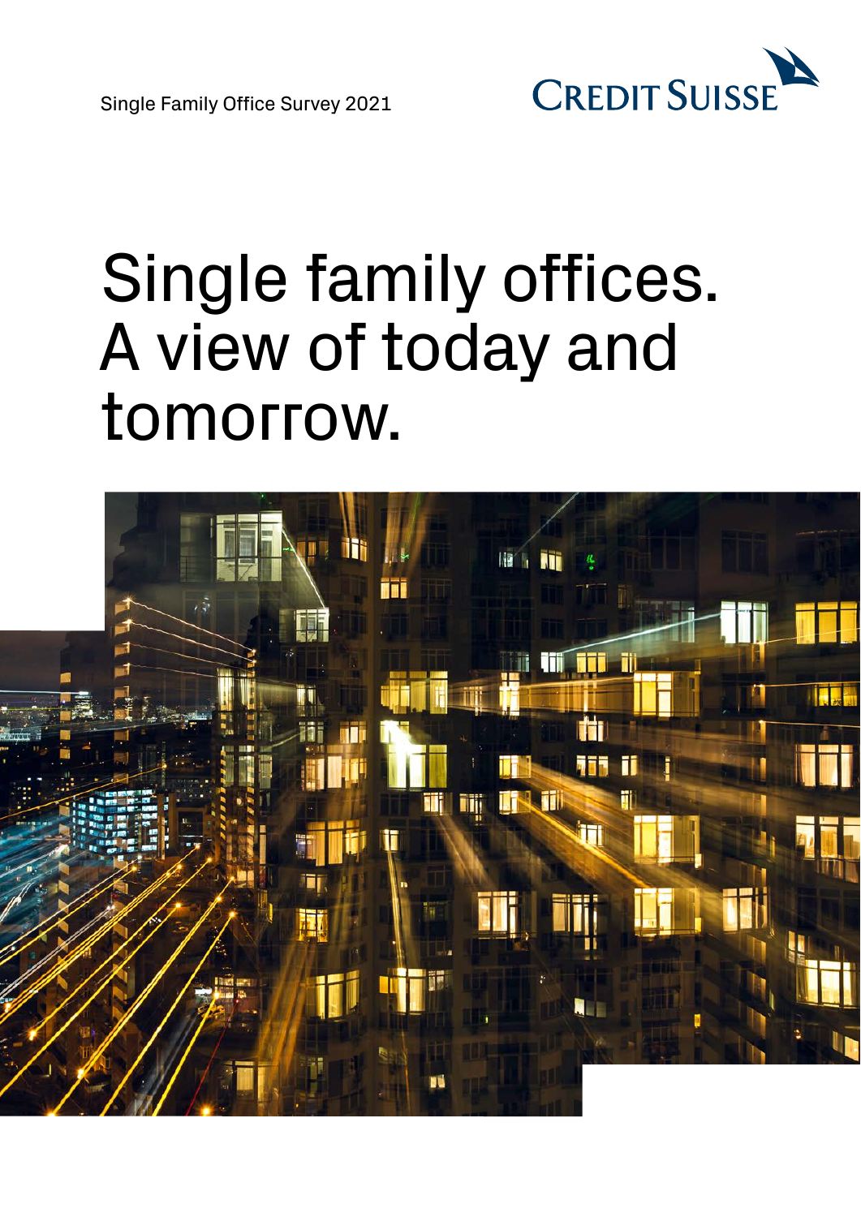Single Family Office Survey 2021

CREDIT SUISSE

# Single family offices. A view of today and tomorrow.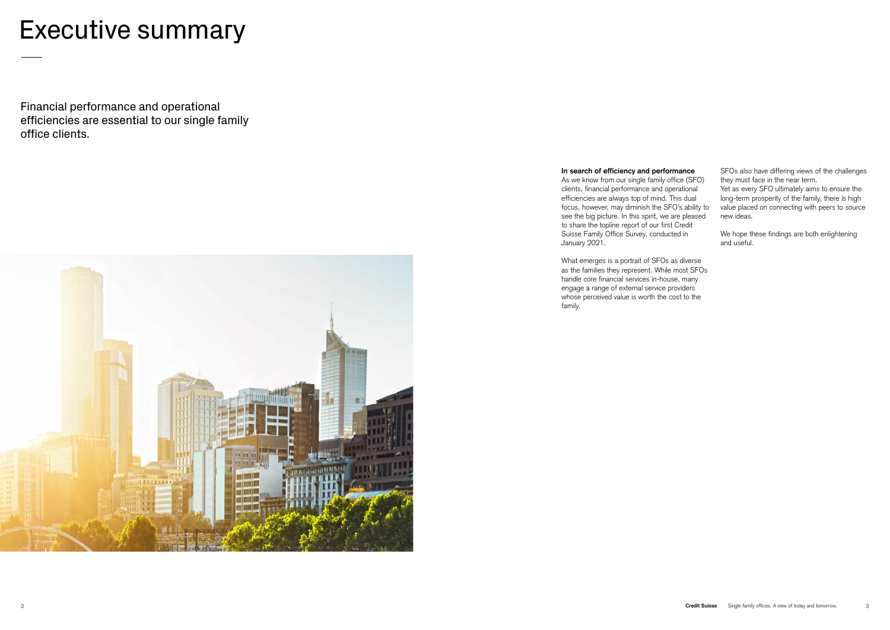# Executive summary

Financial performance and operational efficiencies are essential to our single family office clients.

**In search of efficiency and performance**

As we know from our single family office (SFO) clients, financial performance and operational efficiencies are always top of mind. This dual focus, however, may diminish the SFO's ability to see the big picture. In this spirit, we are pleased to share the topline report of our first Credit Suisse Family Office Survey, conducted in January 2021.

What emerges is a portrait of SFOs as diverse as the families they represent. While most SFOs handle core financial services in-house, many engage a range of external service providers whose perceived value is worth the cost to the family.

SFOs also have differing views of the challenges they must face in the near term.

Yet as every SFO ultimately aims to ensure the long-term prosperity of the family, there is high value placed on connecting with peers to source new ideas.

We hope these findings are both enlightening and useful.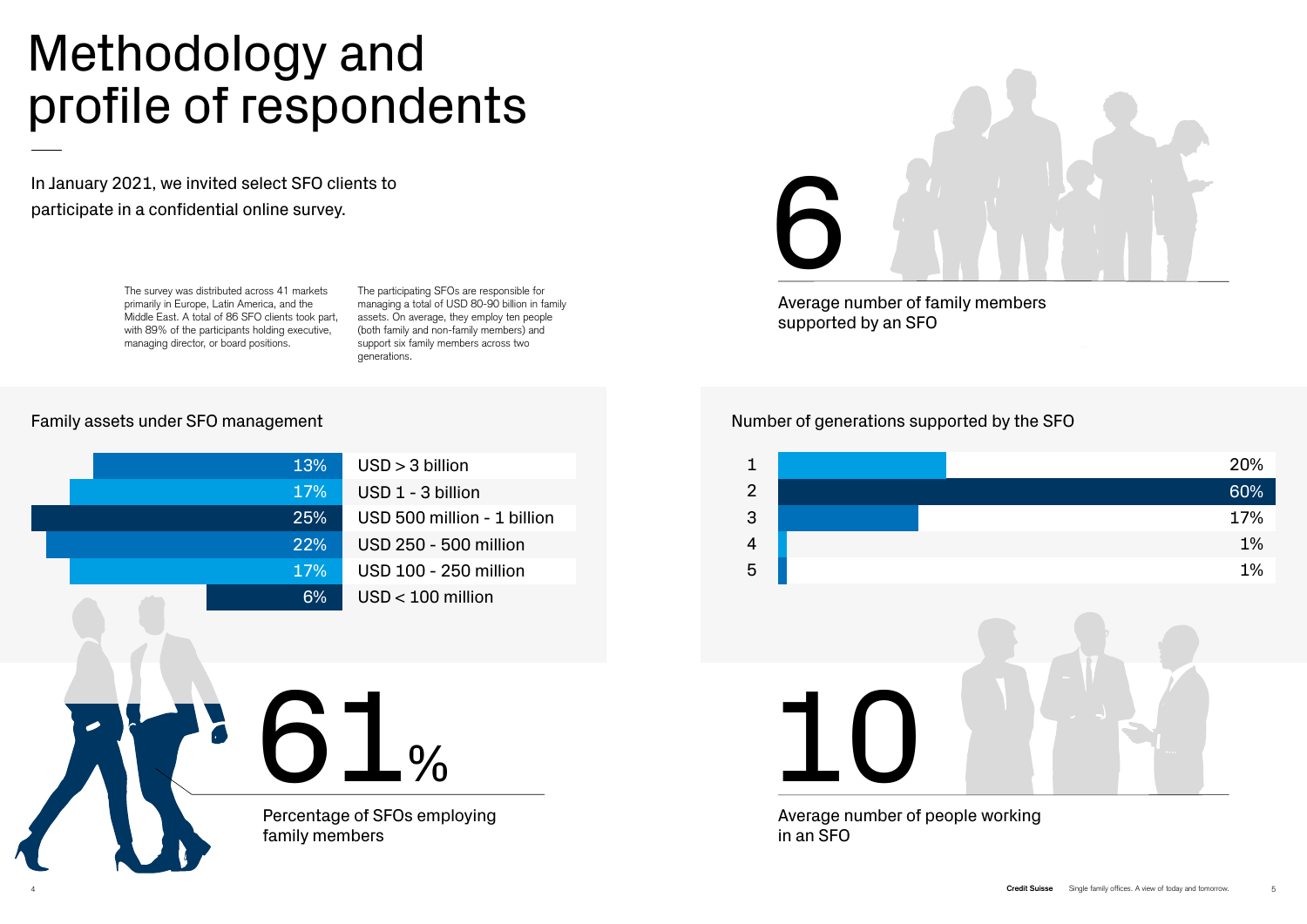# Methodology and profile of respondents

In January 2021, we invited select SFO clients to participate in a confidential online survey.

The survey was distributed across 41 markets primarily in Europe, Latin America, and the Middle East. A total of 86 SFO clients took part, with 89% of the participants holding executive, managing director, or board positions.

The participating SFOs are responsible for managing a total of USD 80-90 billion in family assets. On average, they employ ten people (both family and non-family members) and support six family members across two generations.

## 6

Average number of family members supported by an SFO

## Family assets under SFO management

| Share | Family assets |
|---|---|
| 13% | USD > 3 billion |
| 17% | USD 1 - 3 billion |
| 25% | USD 500 million - 1 billion |
| 22% | USD 250 - 500 million |
| 17% | USD 100 - 250 million |
| 6% | USD < 100 million |

## Number of generations supported by the SFO

| Generations | Share |
|---|---|
| 1 | 20% |
| 2 | 60% |
| 3 | 17% |
| 4 | 1% |
| 5 | 1% |

## 61%

Percentage of SFOs employing family members

## 10

Average number of people working in an SFO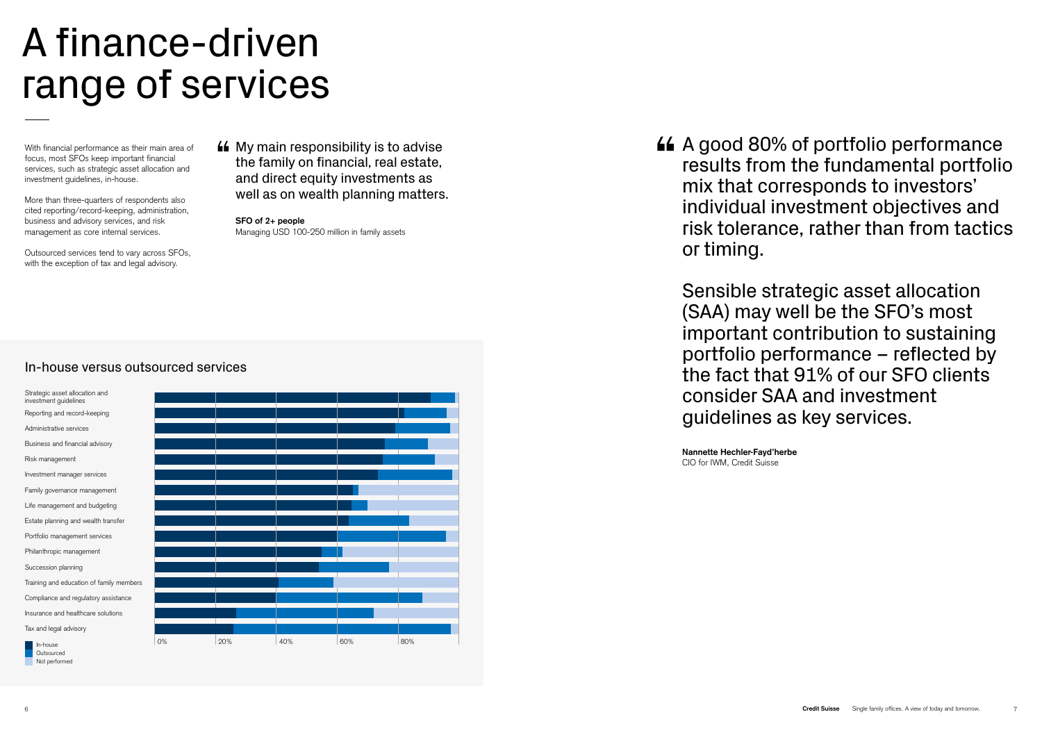# A finance-driven range of services

With financial performance as their main area of focus, most SFOs keep important financial services, such as strategic asset allocation and investment guidelines, in-house.

More than three-quarters of respondents also cited reporting/record-keeping, administration, business and advisory services, and risk management as core internal services.

Outsourced services tend to vary across SFOs, with the exception of tax and legal advisory.

> “My main responsibility is to advise the family on financial, real estate, and direct equity investments as well as on wealth planning matters.
>
> **SFO of 2+ people**
> Managing USD 100-250 million in family assets

## In-house versus outsourced services

Strategic asset allocation and investment guidelines
Reporting and record-keeping
Administrative services
Business and financial advisory
Risk management
Investment manager services
Family governance management
Life management and budgeting
Estate planning and wealth transfer
Portfolio management services
Philanthropic management
Succession planning
Training and education of family members
Compliance and regulatory assistance
Insurance and healthcare solutions
Tax and legal advisory

0% 20% 40% 60% 80%

In-house
Outsourced
Not performed

> “A good 80% of portfolio performance results from the fundamental portfolio mix that corresponds to investors’ individual investment objectives and risk tolerance, rather than from tactics or timing.
>
> Sensible strategic asset allocation (SAA) may well be the SFO’s most important contribution to sustaining portfolio performance – reflected by the fact that 91% of our SFO clients consider SAA and investment guidelines as key services.
>
> **Nannette Hechler-Fayd’herbe**
> CIO for IWM, Credit Suisse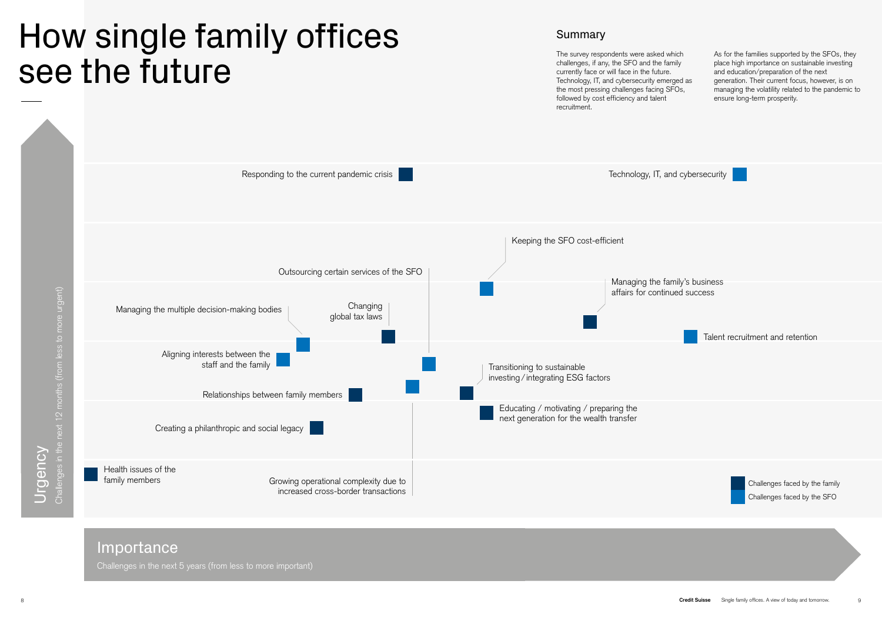# How single family offices see the future

## Summary

The survey respondents were asked which challenges, if any, the SFO and the family currently face or will face in the future. Technology, IT, and cybersecurity emerged as the most pressing challenges facing SFOs, followed by cost efficiency and talent recruitment.

As for the families supported by the SFOs, they place high importance on sustainable investing and education/preparation of the next generation. Their current focus, however, is on managing the volatility related to the pandemic to ensure long-term prosperity.

Responding to the current pandemic crisis

Technology, IT, and cybersecurity

Keeping the SFO cost-efficient

Outsourcing certain services of the SFO

Managing the family's business affairs for continued success

Managing the multiple decision-making bodies

Changing global tax laws

Talent recruitment and retention

Aligning interests between the staff and the family

Transitioning to sustainable investing / integrating ESG factors

Relationships between family members

Educating / motivating / preparing the next generation for the wealth transfer

Creating a philanthropic and social legacy

Health issues of the family members

Growing operational complexity due to increased cross-border transactions

Challenges faced by the family

Challenges faced by the SFO

Urgency
Challenges in the next 12 months (from less to more urgent)

Importance
Challenges in the next 5 years (from less to more important)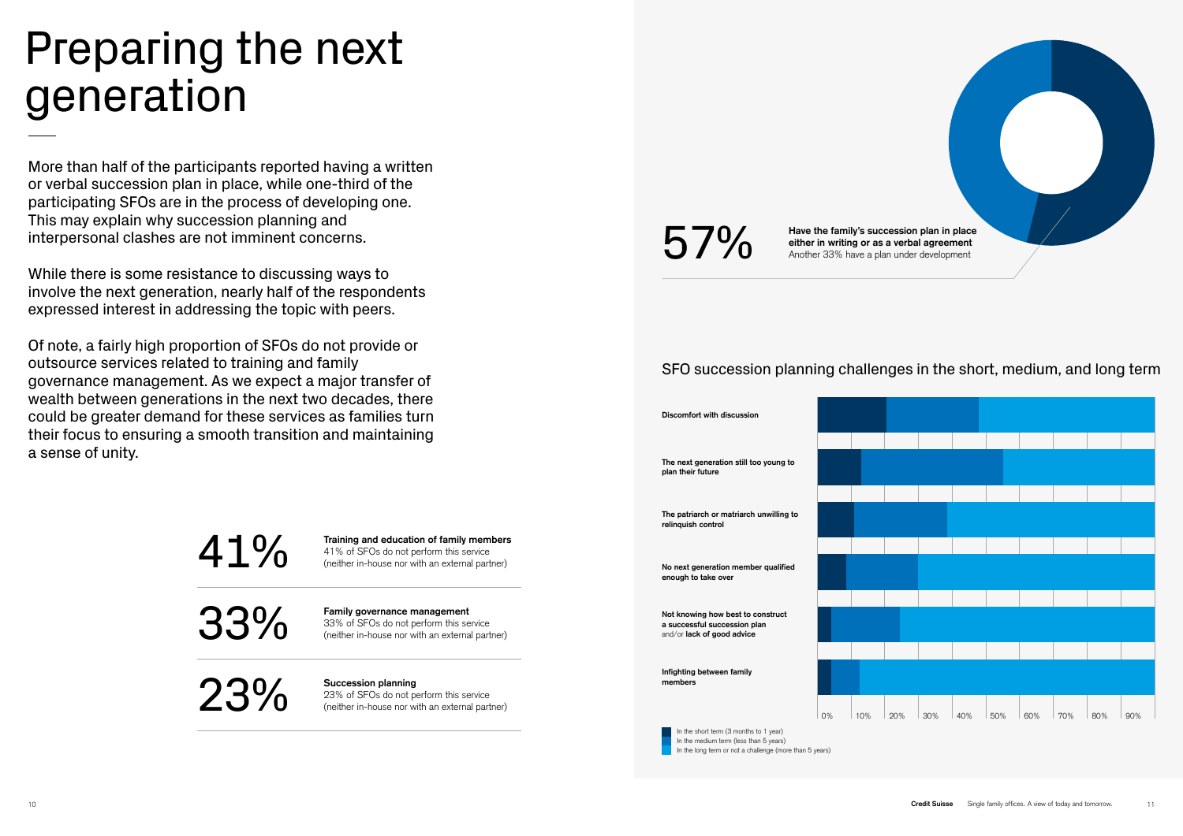# Preparing the next generation

More than half of the participants reported having a written or verbal succession plan in place, while one-third of the participating SFOs are in the process of developing one. This may explain why succession planning and interpersonal clashes are not imminent concerns.

While there is some resistance to discussing ways to involve the next generation, nearly half of the respondents expressed interest in addressing the topic with peers.

Of note, a fairly high proportion of SFOs do not provide or outsource services related to training and family governance management. As we expect a major transfer of wealth between generations in the next two decades, there could be greater demand for these services as families turn their focus to ensuring a smooth transition and maintaining a sense of unity.

**41%** — **Training and education of family members**
41% of SFOs do not perform this service (neither in-house nor with an external partner)

**33%** — **Family governance management**
33% of SFOs do not perform this service (neither in-house nor with an external partner)

**23%** — **Succession planning**
23% of SFOs do not perform this service (neither in-house nor with an external partner)

**57%** — **Have the family's succession plan in place either in writing or as a verbal agreement**
Another 33% have a plan under development

## SFO succession planning challenges in the short, medium, and long term

- Discomfort with discussion
- The next generation still too young to plan their future
- The patriarch or matriarch unwilling to relinquish control
- No next generation member qualified enough to take over
- Not knowing how best to construct a successful succession plan and/or lack of good advice
- Infighting between family members

0% 10% 20% 30% 40% 50% 60% 70% 80% 90%

- In the short term (3 months to 1 year)
- In the medium term (less than 5 years)
- In the long term or not a challenge (more than 5 years)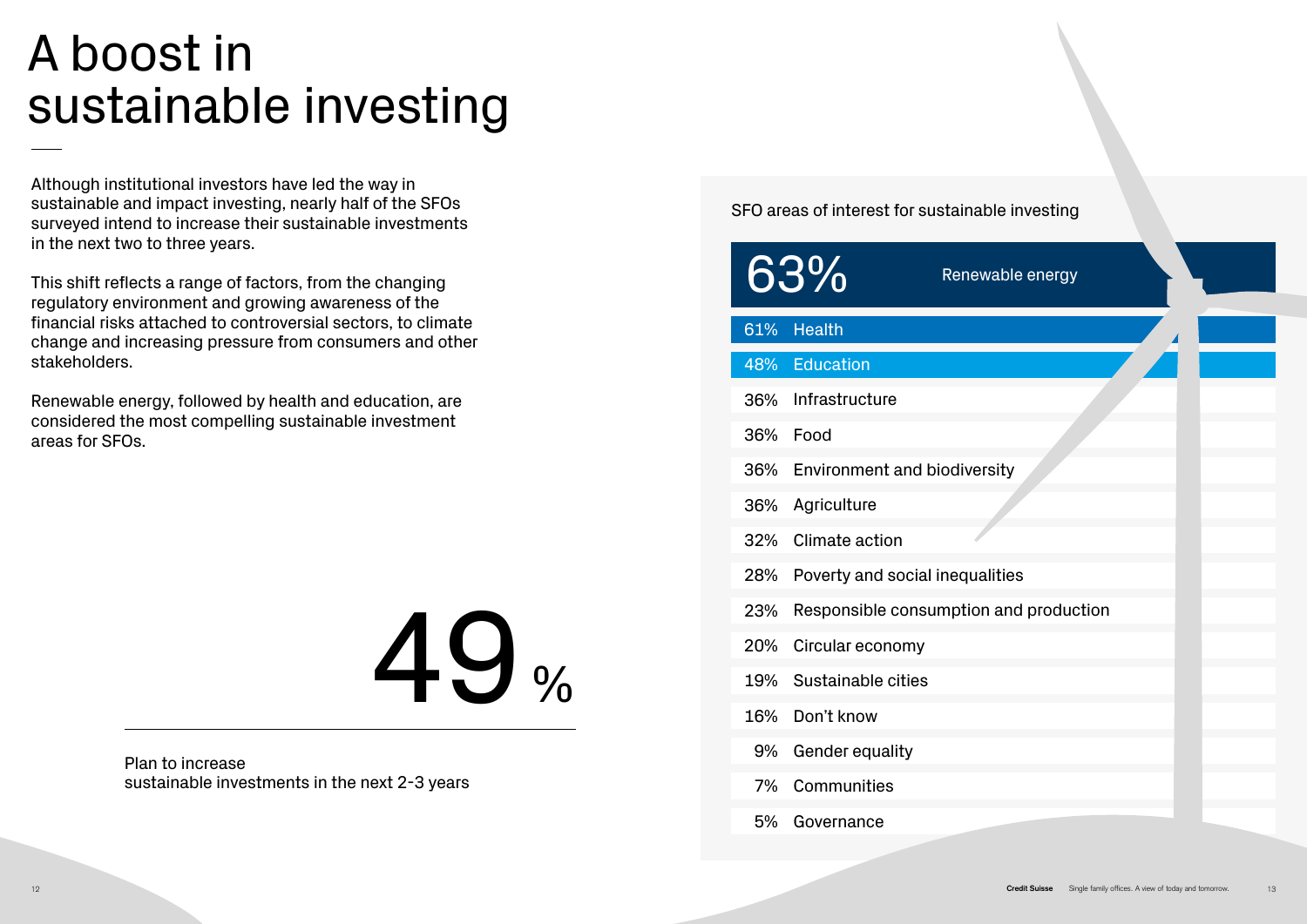# A boost in sustainable investing

Although institutional investors have led the way in sustainable and impact investing, nearly half of the SFOs surveyed intend to increase their sustainable investments in the next two to three years.

This shift reflects a range of factors, from the changing regulatory environment and growing awareness of the financial risks attached to controversial sectors, to climate change and increasing pressure from consumers and other stakeholders.

Renewable energy, followed by health and education, are considered the most compelling sustainable investment areas for SFOs.

**49%**

Plan to increase sustainable investments in the next 2-3 years

SFO areas of interest for sustainable investing

| % | Area |
|---|---|
| 63% | Renewable energy |
| 61% | Health |
| 48% | Education |
| 36% | Infrastructure |
| 36% | Food |
| 36% | Environment and biodiversity |
| 36% | Agriculture |
| 32% | Climate action |
| 28% | Poverty and social inequalities |
| 23% | Responsible consumption and production |
| 20% | Circular economy |
| 19% | Sustainable cities |
| 16% | Don't know |
| 9% | Gender equality |
| 7% | Communities |
| 5% | Governance |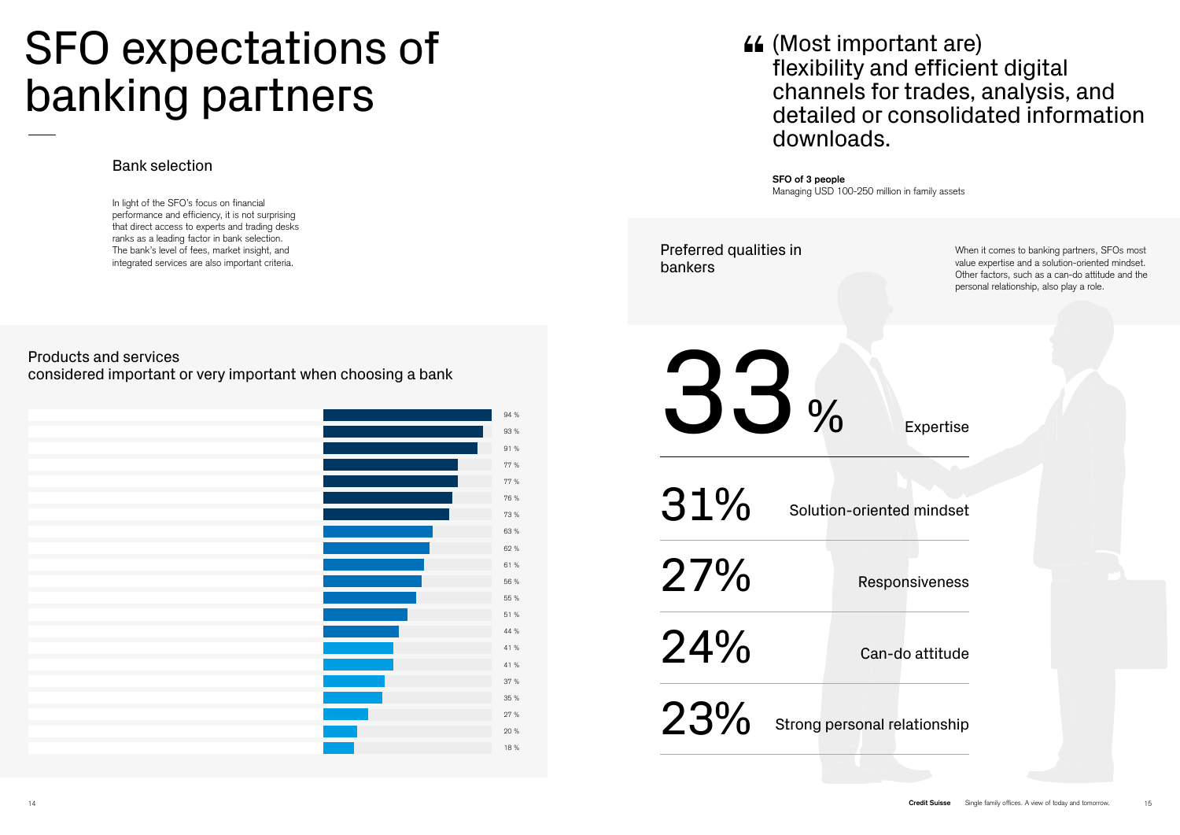# SFO expectations of banking partners

## Bank selection

In light of the SFO's focus on financial performance and efficiency, it is not surprising that direct access to experts and trading desks ranks as a leading factor in bank selection. The bank's level of fees, market insight, and integrated services are also important criteria.

### Products and services considered important or very important when choosing a bank

| Value |
|---|
| 94 % |
| 93 % |
| 91 % |
| 77 % |
| 77 % |
| 76 % |
| 73 % |
| 63 % |
| 62 % |
| 61 % |
| 56 % |
| 55 % |
| 51 % |
| 44 % |
| 41 % |
| 41 % |
| 37 % |
| 35 % |
| 27 % |
| 20 % |
| 18 % |

> (Most important are) flexibility and efficient digital channels for trades, analysis, and detailed or consolidated information downloads.

**SFO of 3 people**
Managing USD 100-250 million in family assets

### Preferred qualities in bankers

When it comes to banking partners, SFOs most value expertise and a solution-oriented mindset. Other factors, such as a can-do attitude and the personal relationship, also play a role.

| Share | Quality |
|---|---|
| 33 % | Expertise |
| 31% | Solution-oriented mindset |
| 27% | Responsiveness |
| 24% | Can-do attitude |
| 23% | Strong personal relationship |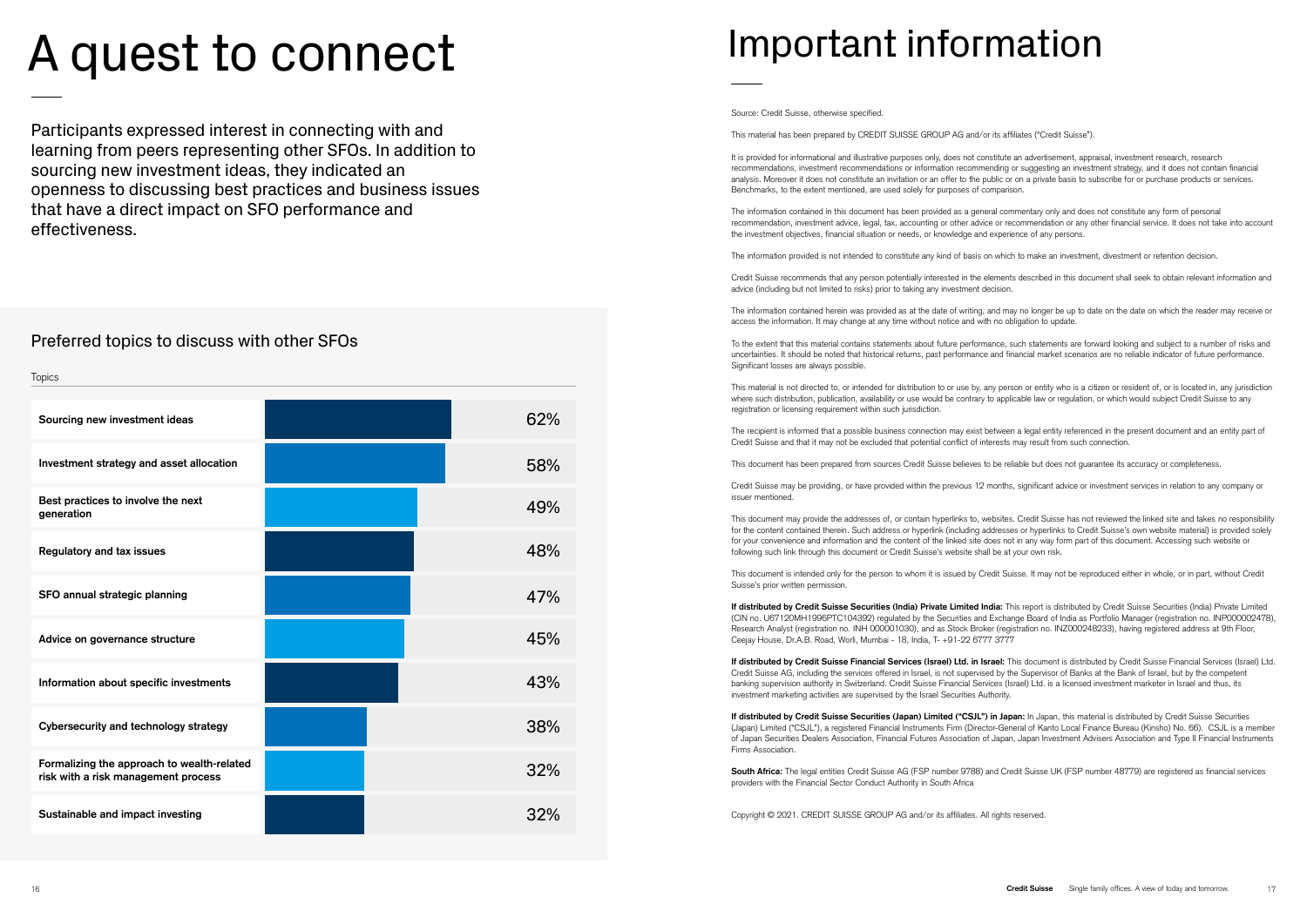# A quest to connect

Participants expressed interest in connecting with and learning from peers representing other SFOs. In addition to sourcing new investment ideas, they indicated an openness to discussing best practices and business issues that have a direct impact on SFO performance and effectiveness.

## Preferred topics to discuss with other SFOs

| Topics | |
|---|---|
| **Sourcing new investment ideas** | 62% |
| **Investment strategy and asset allocation** | 58% |
| **Best practices to involve the next generation** | 49% |
| **Regulatory and tax issues** | 48% |
| **SFO annual strategic planning** | 47% |
| **Advice on governance structure** | 45% |
| **Information about specific investments** | 43% |
| **Cybersecurity and technology strategy** | 38% |
| **Formalizing the approach to wealth-related risk with a risk management process** | 32% |
| **Sustainable and impact investing** | 32% |

# Important information

Source: Credit Suisse, otherwise specified.

This material has been prepared by CREDIT SUISSE GROUP AG and/or its affiliates ("Credit Suisse").

It is provided for informational and illustrative purposes only, does not constitute an advertisement, appraisal, investment research, research recommendations, investment recommendations or information recommending or suggesting an investment strategy, and it does not contain financial analysis. Moreover it does not constitute an invitation or an offer to the public or on a private basis to subscribe for or purchase products or services. Benchmarks, to the extent mentioned, are used solely for purposes of comparison.

The information contained in this document has been provided as a general commentary only and does not constitute any form of personal recommendation, investment advice, legal, tax, accounting or other advice or recommendation or any other financial service. It does not take into account the investment objectives, financial situation or needs, or knowledge and experience of any persons.

The information provided is not intended to constitute any kind of basis on which to make an investment, divestment or retention decision.

Credit Suisse recommends that any person potentially interested in the elements described in this document shall seek to obtain relevant information and advice (including but not limited to risks) prior to taking any investment decision.

The information contained herein was provided as at the date of writing, and may no longer be up to date on the date on which the reader may receive or access the information. It may change at any time without notice and with no obligation to update.

To the extent that this material contains statements about future performance, such statements are forward looking and subject to a number of risks and uncertainties. It should be noted that historical returns, past performance and financial market scenarios are no reliable indicator of future performance. Significant losses are always possible.

This material is not directed to, or intended for distribution to or use by, any person or entity who is a citizen or resident of, or is located in, any jurisdiction where such distribution, publication, availability or use would be contrary to applicable law or regulation, or which would subject Credit Suisse to any registration or licensing requirement within such jurisdiction.

The recipient is informed that a possible business connection may exist between a legal entity referenced in the present document and an entity part of Credit Suisse and that it may not be excluded that potential conflict of interests may result from such connection.

This document has been prepared from sources Credit Suisse believes to be reliable but does not guarantee its accuracy or completeness.

Credit Suisse may be providing, or have provided within the previous 12 months, significant advice or investment services in relation to any company or issuer mentioned.

This document may provide the addresses of, or contain hyperlinks to, websites. Credit Suisse has not reviewed the linked site and takes no responsibility for the content contained therein. Such address or hyperlink (including addresses or hyperlinks to Credit Suisse's own website material) is provided solely for your convenience and information and the content of the linked site does not in any way form part of this document. Accessing such website or following such link through this document or Credit Suisse's website shall be at your own risk.

This document is intended only for the person to whom it is issued by Credit Suisse. It may not be reproduced either in whole, or in part, without Credit Suisse's prior written permission.

**If distributed by Credit Suisse Securities (India) Private Limited India:** This report is distributed by Credit Suisse Securities (India) Private Limited (CIN no. U67120MH1996PTC104392) regulated by the Securities and Exchange Board of India as Portfolio Manager (registration no. INP000002478), Research Analyst (registration no. INH 000001030), and as Stock Broker (registration no. INZ000248233), having registered address at 9th Floor, Ceejay House, Dr.A.B. Road, Worli, Mumbai - 18, India, T- +91-22 6777 3777

**If distributed by Credit Suisse Financial Services (Israel) Ltd. in Israel:** This document is distributed by Credit Suisse Financial Services (Israel) Ltd. Credit Suisse AG, including the services offered in Israel, is not supervised by the Supervisor of Banks at the Bank of Israel, but by the competent banking supervision authority in Switzerland. Credit Suisse Financial Services (Israel) Ltd. is a licensed investment marketer in Israel and thus, its investment marketing activities are supervised by the Israel Securities Authority.

**If distributed by Credit Suisse Securities (Japan) Limited ("CSJL") in Japan:** In Japan, this material is distributed by Credit Suisse Securities (Japan) Limited ("CSJL"), a registered Financial Instruments Firm (Director-General of Kanto Local Finance Bureau (Kinsho) No. 66). CSJL is a member of Japan Securities Dealers Association, Financial Futures Association of Japan, Japan Investment Advisers Association and Type II Financial Instruments Firms Association.

**South Africa:** The legal entities Credit Suisse AG (FSP number 9788) and Credit Suisse UK (FSP number 48779) are registered as financial services providers with the Financial Sector Conduct Authority in South Africa

Copyright © 2021. CREDIT SUISSE GROUP AG and/or its affiliates. All rights reserved.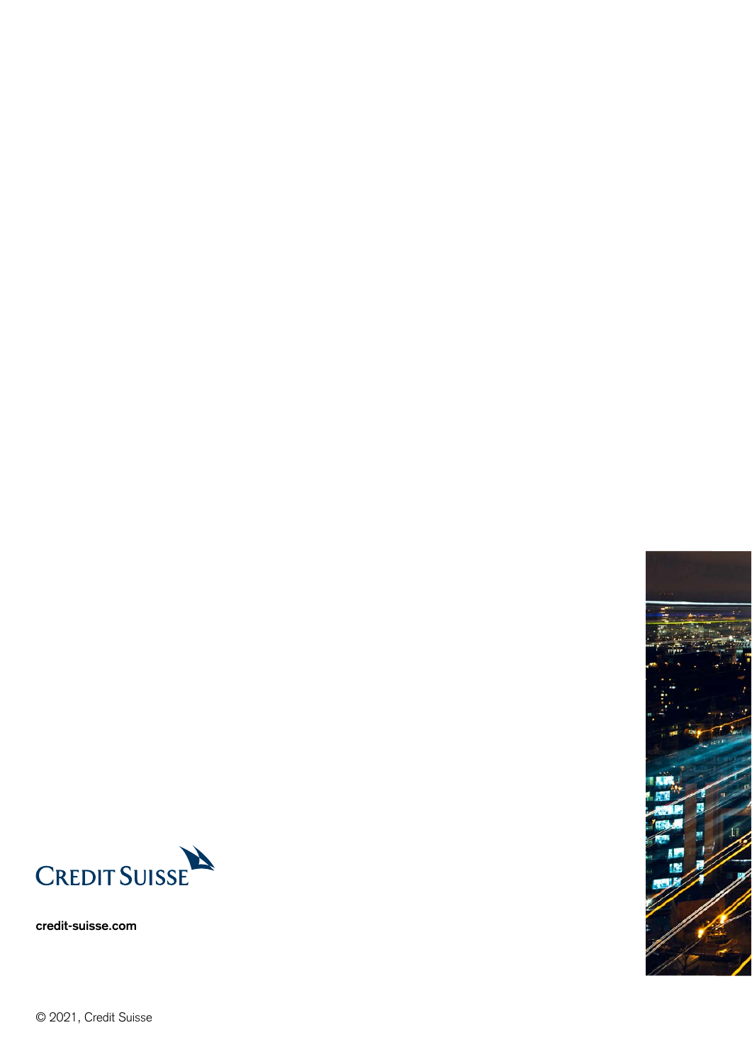CREDIT SUISSE

credit-suisse.com

© 2021, Credit Suisse